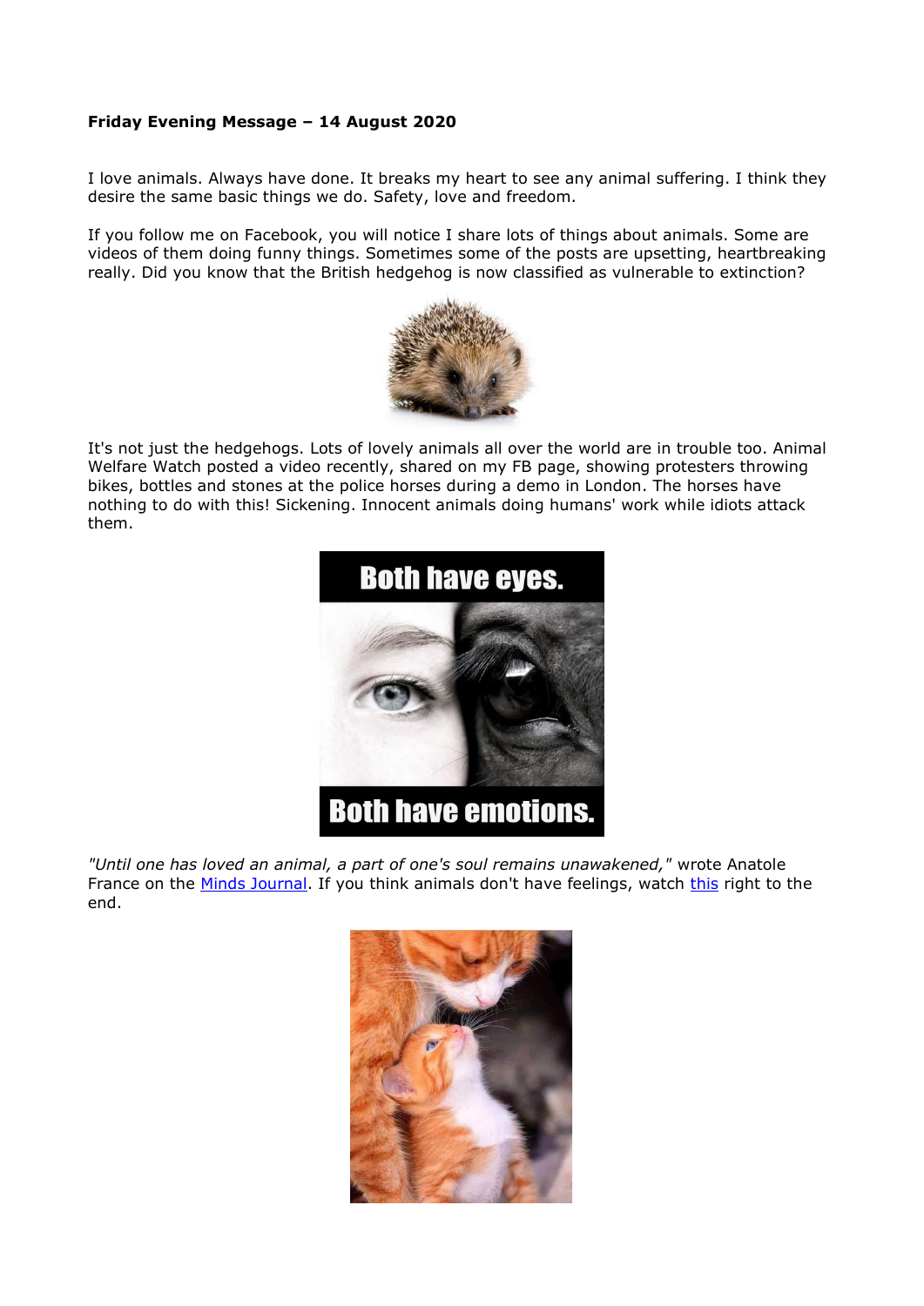**Friday Evening Message – 14 August 2020**

I love animals. Always have done. It breaks my heart to see any animal suffering. I think they desire the same basic things we do. Safety, love and freedom.

If you follow me on Facebook, you will notice I share lots of things about animals. Some are videos of them doing funny things. Sometimes some of the posts are upsetting, heartbreaking really. Did you know that the British hedgehog is now classified as vulnerable to extinction?

It's not just the hedgehogs. Lots of lovely animals all over the world are in trouble too. Animal Welfare Watch posted a video recently, shared on my FB page, showing protesters throwing bikes, bottles and stones at the police horses during a demo in London. The horses have nothing to do with this! Sickening. Innocent animals doing humans' work while idiots attack them.

*"Until one has loved an animal, a part of one's soul remains unawakened,"* wrote Anatole France on the [Minds Journal](). If you think animals don't have feelings, watch [this]() right to the end.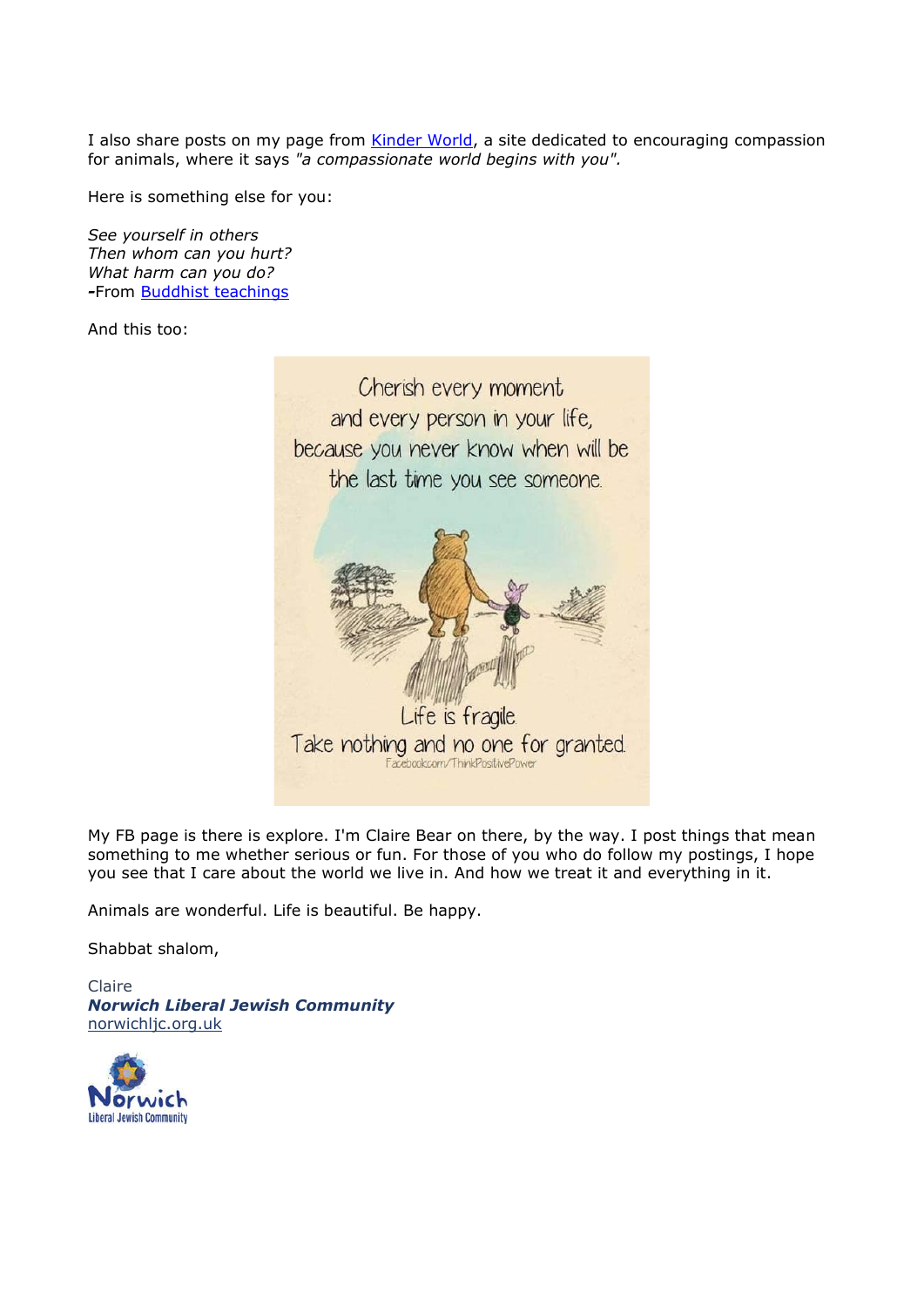I also share posts on my page from Kinder World, a site dedicated to encouraging compassion for animals, where it says *"a compassionate world begins with you".*

Here is something else for you:

*See yourself in others*
*Then whom can you hurt?*
*What harm can you do?*
**-**From Buddhist teachings

And this too:

Cherish every moment
and every person in your life,
because you never know when will be
the last time you see someone.

Life is fragile.
Take nothing and no one for granted.
Facebook.com/ThinkPositivePower

My FB page is there is explore. I'm Claire Bear on there, by the way. I post things that mean something to me whether serious or fun. For those of you who do follow my postings, I hope you see that I care about the world we live in. And how we treat it and everything in it.

Animals are wonderful. Life is beautiful. Be happy.

Shabbat shalom,

Claire
***Norwich Liberal Jewish Community***
norwichljc.org.uk

Norwich
Liberal Jewish Community